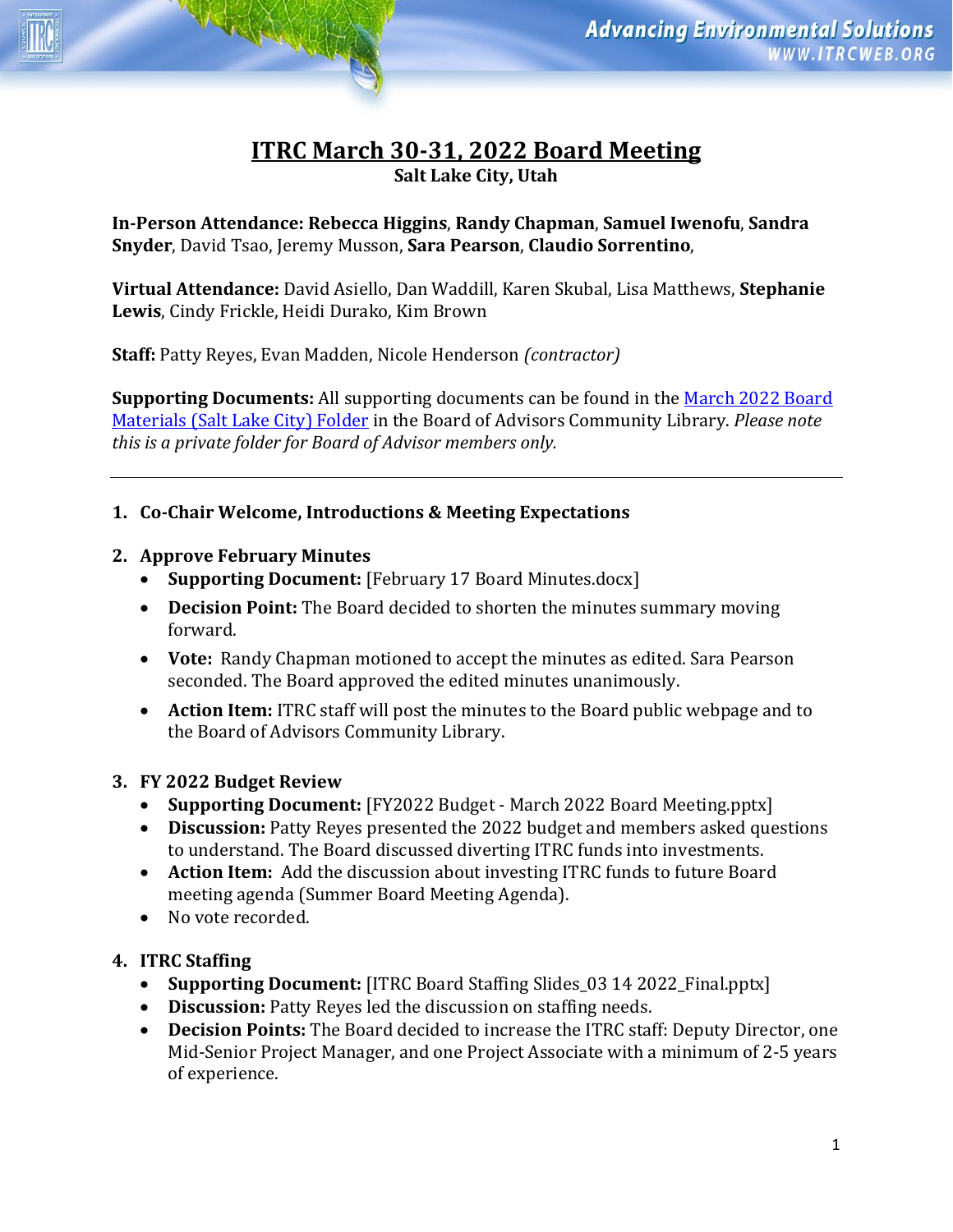# ITRC March 30-31, 2022 Board Meeting

**Salt Lake City, Utah**

**In-Person Attendance: Rebecca Higgins**, **Randy Chapman**, **Samuel Iwenofu**, **Sandra Snyder**, David Tsao, Jeremy Musson, **Sara Pearson**, **Claudio Sorrentino**,

**Virtual Attendance:** David Asiello, Dan Waddill, Karen Skubal, Lisa Matthews, **Stephanie Lewis**, Cindy Frickle, Heidi Durako, Kim Brown

**Staff:** Patty Reyes, Evan Madden, Nicole Henderson *(contractor)*

**Supporting Documents:** All supporting documents can be found in the March 2022 Board Materials (Salt Lake City) Folder in the Board of Advisors Community Library. *Please note this is a private folder for Board of Advisor members only.*

---

1. **Co-Chair Welcome, Introductions & Meeting Expectations**

2. **Approve February Minutes**
   - **Supporting Document:** [February 17 Board Minutes.docx]
   - **Decision Point:** The Board decided to shorten the minutes summary moving forward.
   - **Vote:** Randy Chapman motioned to accept the minutes as edited. Sara Pearson seconded. The Board approved the edited minutes unanimously.
   - **Action Item:** ITRC staff will post the minutes to the Board public webpage and to the Board of Advisors Community Library.

3. **FY 2022 Budget Review**
   - **Supporting Document:** [FY2022 Budget - March 2022 Board Meeting.pptx]
   - **Discussion:** Patty Reyes presented the 2022 budget and members asked questions to understand. The Board discussed diverting ITRC funds into investments.
   - **Action Item:** Add the discussion about investing ITRC funds to future Board meeting agenda (Summer Board Meeting Agenda).
   - No vote recorded.

4. **ITRC Staffing**
   - **Supporting Document:** [ITRC Board Staffing Slides_03 14 2022_Final.pptx]
   - **Discussion:** Patty Reyes led the discussion on staffing needs.
   - **Decision Points:** The Board decided to increase the ITRC staff: Deputy Director, one Mid-Senior Project Manager, and one Project Associate with a minimum of 2-5 years of experience.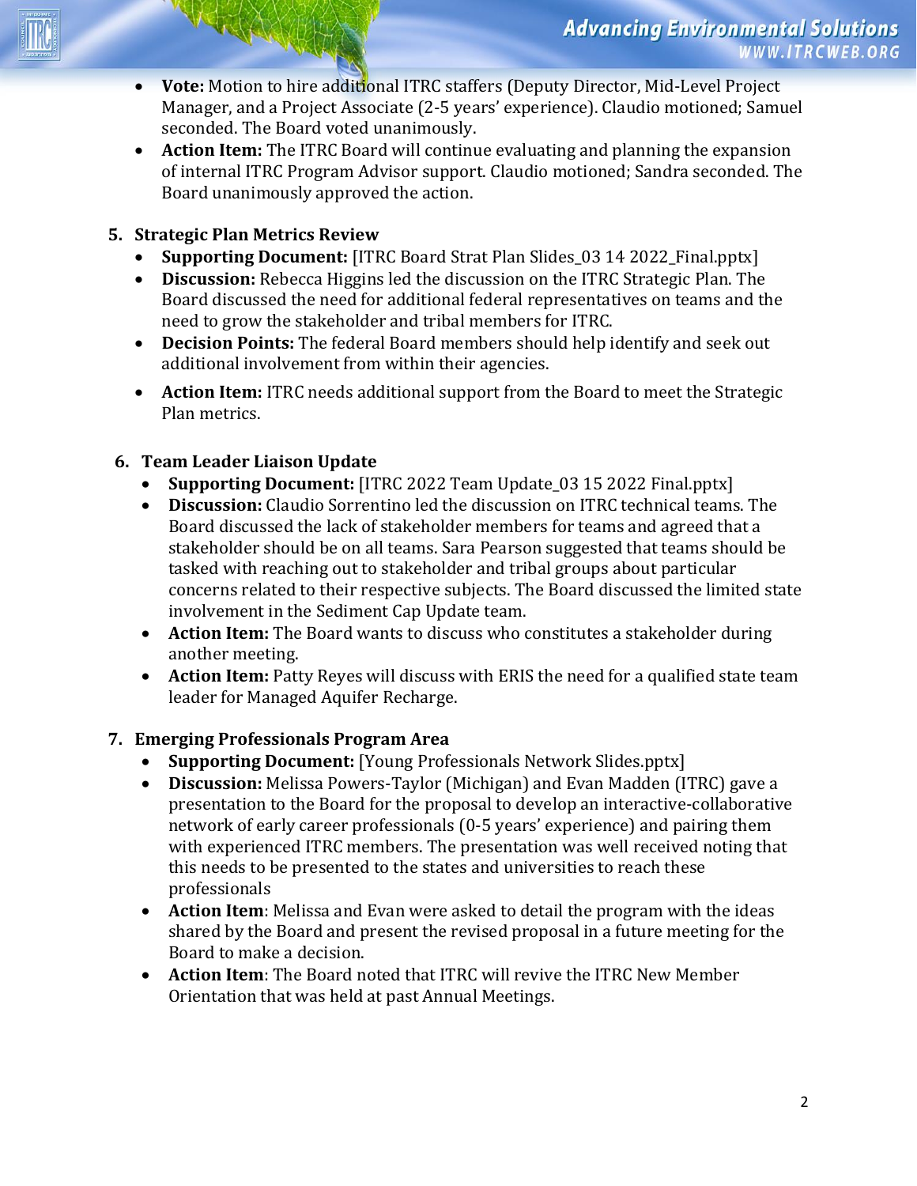- **Vote:** Motion to hire additional ITRC staffers (Deputy Director, Mid-Level Project Manager, and a Project Associate (2-5 years' experience). Claudio motioned; Samuel seconded. The Board voted unanimously.
- **Action Item:** The ITRC Board will continue evaluating and planning the expansion of internal ITRC Program Advisor support. Claudio motioned; Sandra seconded. The Board unanimously approved the action.

5. **Strategic Plan Metrics Review**
   - **Supporting Document:** [ITRC Board Strat Plan Slides_03 14 2022_Final.pptx]
   - **Discussion:** Rebecca Higgins led the discussion on the ITRC Strategic Plan. The Board discussed the need for additional federal representatives on teams and the need to grow the stakeholder and tribal members for ITRC.
   - **Decision Points:** The federal Board members should help identify and seek out additional involvement from within their agencies.
   - **Action Item:** ITRC needs additional support from the Board to meet the Strategic Plan metrics.

6. **Team Leader Liaison Update**
   - **Supporting Document:** [ITRC 2022 Team Update_03 15 2022 Final.pptx]
   - **Discussion:** Claudio Sorrentino led the discussion on ITRC technical teams. The Board discussed the lack of stakeholder members for teams and agreed that a stakeholder should be on all teams. Sara Pearson suggested that teams should be tasked with reaching out to stakeholder and tribal groups about particular concerns related to their respective subjects. The Board discussed the limited state involvement in the Sediment Cap Update team.
   - **Action Item:** The Board wants to discuss who constitutes a stakeholder during another meeting.
   - **Action Item:** Patty Reyes will discuss with ERIS the need for a qualified state team leader for Managed Aquifer Recharge.

7. **Emerging Professionals Program Area**
   - **Supporting Document:** [Young Professionals Network Slides.pptx]
   - **Discussion:** Melissa Powers-Taylor (Michigan) and Evan Madden (ITRC) gave a presentation to the Board for the proposal to develop an interactive-collaborative network of early career professionals (0-5 years' experience) and pairing them with experienced ITRC members. The presentation was well received noting that this needs to be presented to the states and universities to reach these professionals
   - **Action Item**: Melissa and Evan were asked to detail the program with the ideas shared by the Board and present the revised proposal in a future meeting for the Board to make a decision.
   - **Action Item**: The Board noted that ITRC will revive the ITRC New Member Orientation that was held at past Annual Meetings.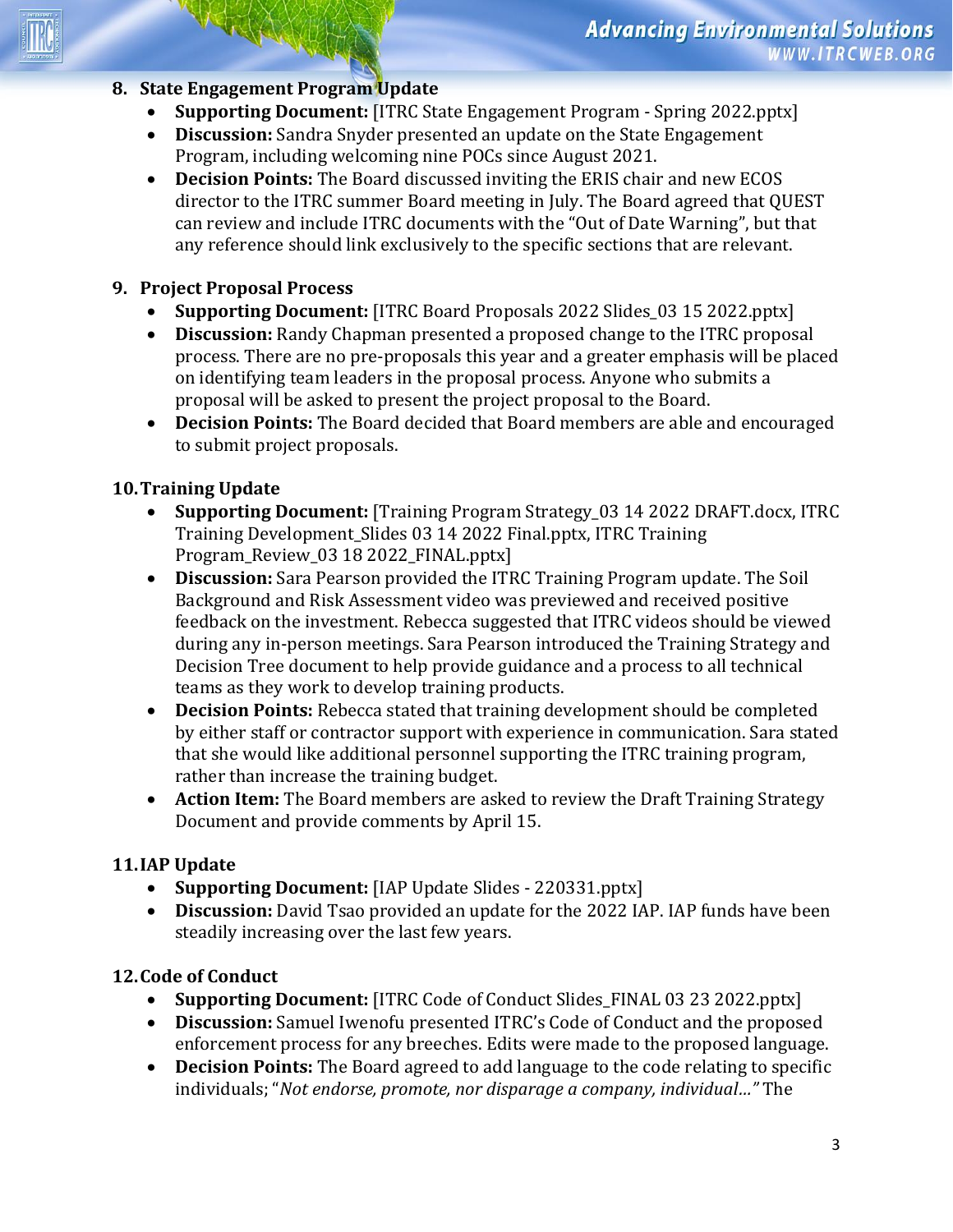8. **State Engagement Program Update**
    - **Supporting Document:** [ITRC State Engagement Program - Spring 2022.pptx]
    - **Discussion:** Sandra Snyder presented an update on the State Engagement Program, including welcoming nine POCs since August 2021.
    - **Decision Points:** The Board discussed inviting the ERIS chair and new ECOS director to the ITRC summer Board meeting in July. The Board agreed that QUEST can review and include ITRC documents with the "Out of Date Warning", but that any reference should link exclusively to the specific sections that are relevant.

9. **Project Proposal Process**
    - **Supporting Document:** [ITRC Board Proposals 2022 Slides_03 15 2022.pptx]
    - **Discussion:** Randy Chapman presented a proposed change to the ITRC proposal process. There are no pre-proposals this year and a greater emphasis will be placed on identifying team leaders in the proposal process. Anyone who submits a proposal will be asked to present the project proposal to the Board.
    - **Decision Points:** The Board decided that Board members are able and encouraged to submit project proposals.

10. **Training Update**
    - **Supporting Document:** [Training Program Strategy_03 14 2022 DRAFT.docx, ITRC Training Development_Slides 03 14 2022 Final.pptx, ITRC Training Program_Review_03 18 2022_FINAL.pptx]
    - **Discussion:** Sara Pearson provided the ITRC Training Program update. The Soil Background and Risk Assessment video was previewed and received positive feedback on the investment. Rebecca suggested that ITRC videos should be viewed during any in-person meetings. Sara Pearson introduced the Training Strategy and Decision Tree document to help provide guidance and a process to all technical teams as they work to develop training products.
    - **Decision Points:** Rebecca stated that training development should be completed by either staff or contractor support with experience in communication. Sara stated that she would like additional personnel supporting the ITRC training program, rather than increase the training budget.
    - **Action Item:** The Board members are asked to review the Draft Training Strategy Document and provide comments by April 15.

11. **IAP Update**
    - **Supporting Document:** [IAP Update Slides - 220331.pptx]
    - **Discussion:** David Tsao provided an update for the 2022 IAP. IAP funds have been steadily increasing over the last few years.

12. **Code of Conduct**
    - **Supporting Document:** [ITRC Code of Conduct Slides_FINAL 03 23 2022.pptx]
    - **Discussion:** Samuel Iwenofu presented ITRC's Code of Conduct and the proposed enforcement process for any breeches. Edits were made to the proposed language.
    - **Decision Points:** The Board agreed to add language to the code relating to specific individuals; "*Not endorse, promote, nor disparage a company, individual…*" The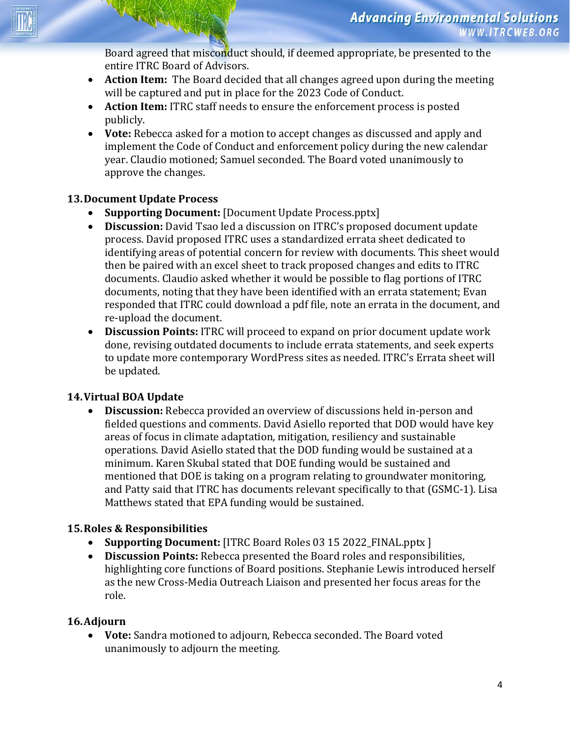Board agreed that misconduct should, if deemed appropriate, be presented to the entire ITRC Board of Advisors.

- **Action Item:** The Board decided that all changes agreed upon during the meeting will be captured and put in place for the 2023 Code of Conduct.
- **Action Item:** ITRC staff needs to ensure the enforcement process is posted publicly.
- **Vote:** Rebecca asked for a motion to accept changes as discussed and apply and implement the Code of Conduct and enforcement policy during the new calendar year. Claudio motioned; Samuel seconded. The Board voted unanimously to approve the changes.

**13. Document Update Process**

- **Supporting Document:** [Document Update Process.pptx]
- **Discussion:** David Tsao led a discussion on ITRC's proposed document update process. David proposed ITRC uses a standardized errata sheet dedicated to identifying areas of potential concern for review with documents. This sheet would then be paired with an excel sheet to track proposed changes and edits to ITRC documents. Claudio asked whether it would be possible to flag portions of ITRC documents, noting that they have been identified with an errata statement; Evan responded that ITRC could download a pdf file, note an errata in the document, and re-upload the document.
- **Discussion Points:** ITRC will proceed to expand on prior document update work done, revising outdated documents to include errata statements, and seek experts to update more contemporary WordPress sites as needed. ITRC's Errata sheet will be updated.

**14. Virtual BOA Update**

- **Discussion:** Rebecca provided an overview of discussions held in-person and fielded questions and comments. David Asiello reported that DOD would have key areas of focus in climate adaptation, mitigation, resiliency and sustainable operations. David Asiello stated that the DOD funding would be sustained at a minimum. Karen Skubal stated that DOE funding would be sustained and mentioned that DOE is taking on a program relating to groundwater monitoring, and Patty said that ITRC has documents relevant specifically to that (GSMC-1). Lisa Matthews stated that EPA funding would be sustained.

**15. Roles & Responsibilities**

- **Supporting Document:** [ITRC Board Roles 03 15 2022_FINAL.pptx ]
- **Discussion Points:** Rebecca presented the Board roles and responsibilities, highlighting core functions of Board positions. Stephanie Lewis introduced herself as the new Cross-Media Outreach Liaison and presented her focus areas for the role.

**16. Adjourn**

- **Vote:** Sandra motioned to adjourn, Rebecca seconded. The Board voted unanimously to adjourn the meeting.